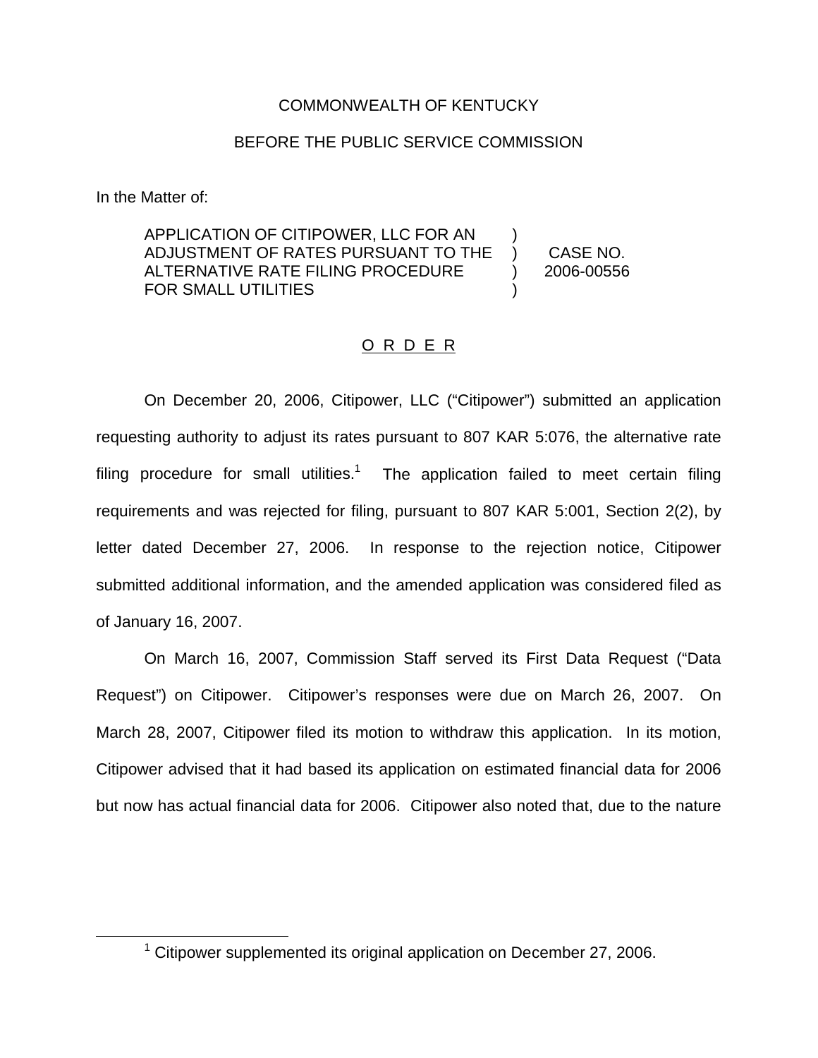COMMONWEALTH OF KENTUCKY

BEFORE THE PUBLIC SERVICE COMMISSION

In the Matter of:

| | | |
|---|---|---|
| APPLICATION OF CITIPOWER, LLC FOR AN ADJUSTMENT OF RATES PURSUANT TO THE ALTERNATIVE RATE FILING PROCEDURE FOR SMALL UTILITIES | ) ) ) ) | CASE NO. 2006-00556 |

## O R D E R

On December 20, 2006, Citipower, LLC ("Citipower") submitted an application requesting authority to adjust its rates pursuant to 807 KAR 5:076, the alternative rate filing procedure for small utilities.[1] The application failed to meet certain filing requirements and was rejected for filing, pursuant to 807 KAR 5:001, Section 2(2), by letter dated December 27, 2006. In response to the rejection notice, Citipower submitted additional information, and the amended application was considered filed as of January 16, 2007.

On March 16, 2007, Commission Staff served its First Data Request ("Data Request") on Citipower. Citipower's responses were due on March 26, 2007. On March 28, 2007, Citipower filed its motion to withdraw this application. In its motion, Citipower advised that it had based its application on estimated financial data for 2006 but now has actual financial data for 2006. Citipower also noted that, due to the nature

[1] Citipower supplemented its original application on December 27, 2006.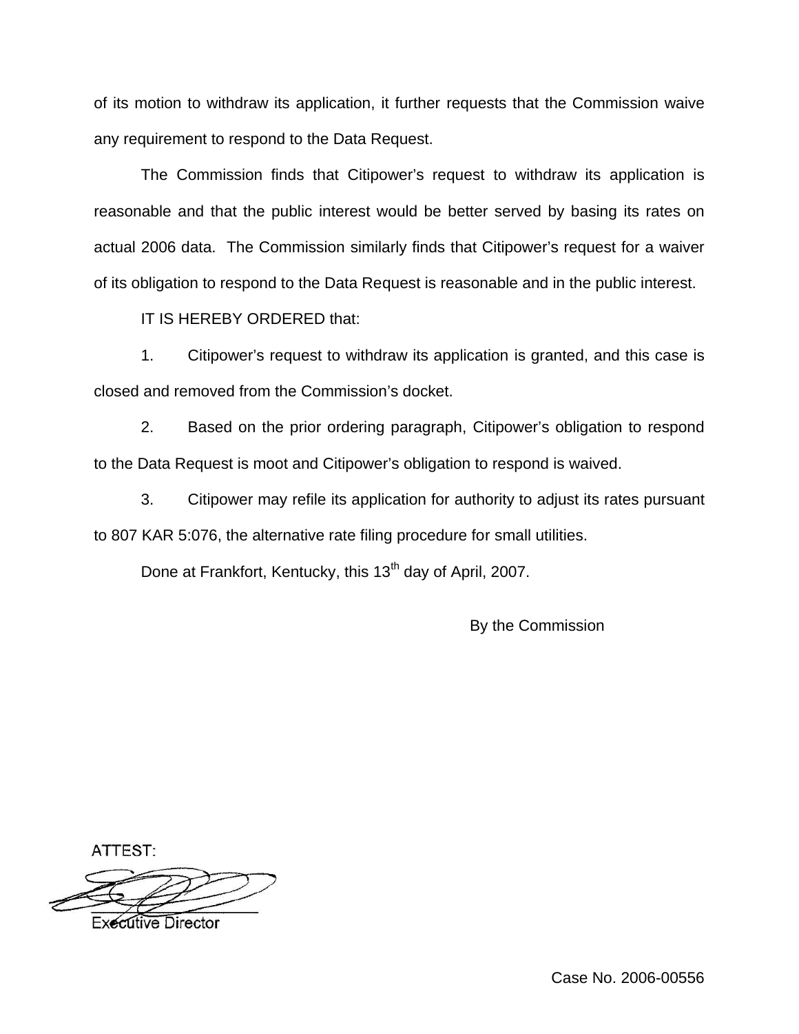of its motion to withdraw its application, it further requests that the Commission waive any requirement to respond to the Data Request.

The Commission finds that Citipower's request to withdraw its application is reasonable and that the public interest would be better served by basing its rates on actual 2006 data. The Commission similarly finds that Citipower's request for a waiver of its obligation to respond to the Data Request is reasonable and in the public interest.

IT IS HEREBY ORDERED that:

1. Citipower's request to withdraw its application is granted, and this case is closed and removed from the Commission's docket.

2. Based on the prior ordering paragraph, Citipower's obligation to respond to the Data Request is moot and Citipower's obligation to respond is waived.

3. Citipower may refile its application for authority to adjust its rates pursuant to 807 KAR 5:076, the alternative rate filing procedure for small utilities.

Done at Frankfort, Kentucky, this 13th day of April, 2007.

By the Commission

ATTEST:

Executive Director

Case No. 2006-00556